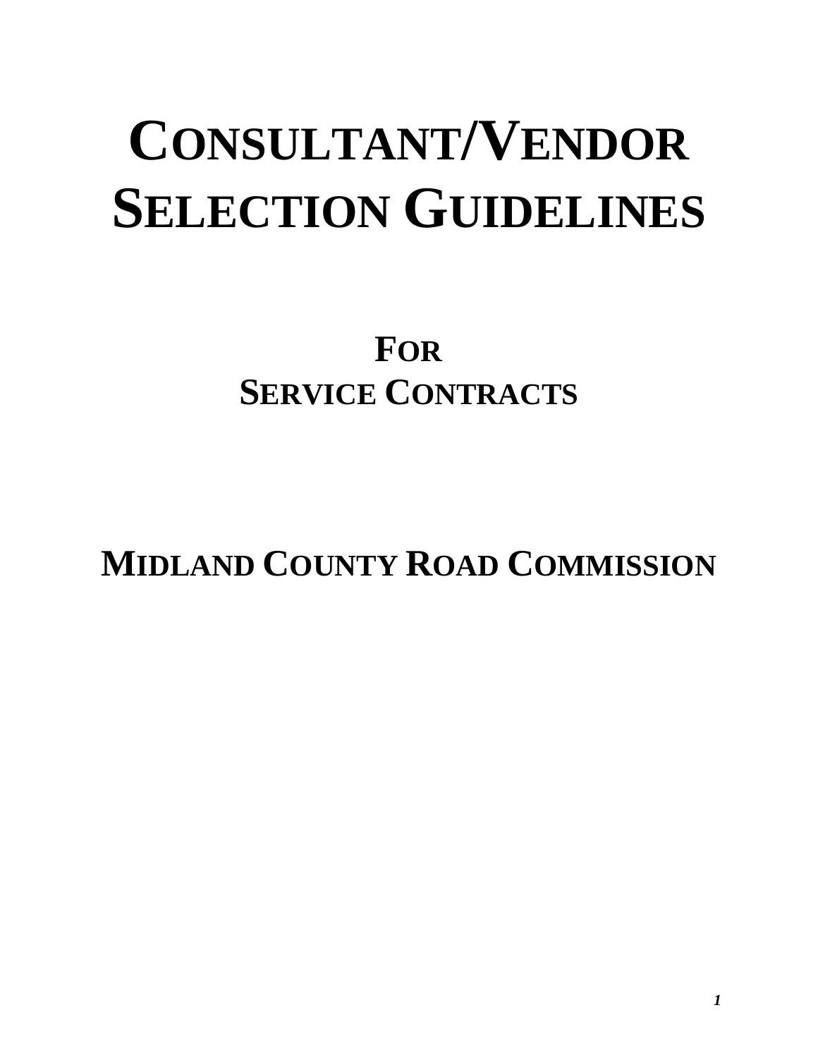# CONSULTANT/VENDOR SELECTION GUIDELINES

## FOR SERVICE CONTRACTS

## MIDLAND COUNTY ROAD COMMISSION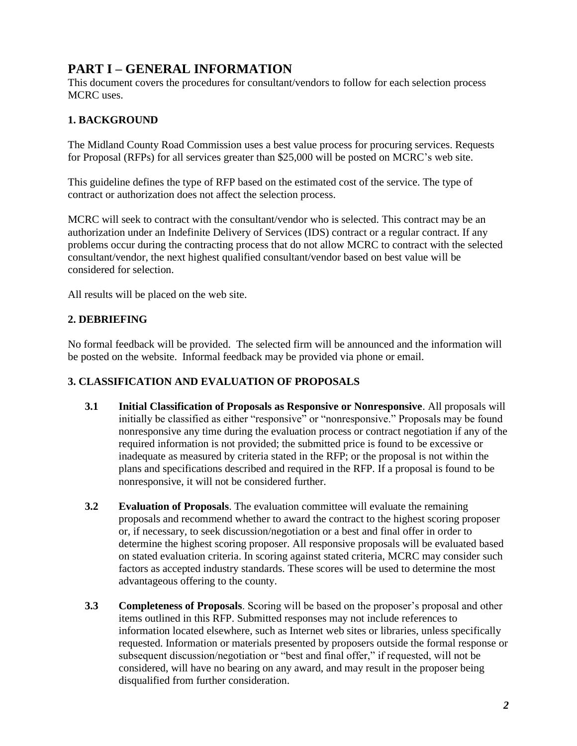# PART I – GENERAL INFORMATION

This document covers the procedures for consultant/vendors to follow for each selection process MCRC uses.

### 1. BACKGROUND

The Midland County Road Commission uses a best value process for procuring services. Requests for Proposal (RFPs) for all services greater than $25,000 will be posted on MCRC's web site.

This guideline defines the type of RFP based on the estimated cost of the service. The type of contract or authorization does not affect the selection process.

MCRC will seek to contract with the consultant/vendor who is selected. This contract may be an authorization under an Indefinite Delivery of Services (IDS) contract or a regular contract. If any problems occur during the contracting process that do not allow MCRC to contract with the selected consultant/vendor, the next highest qualified consultant/vendor based on best value will be considered for selection.

All results will be placed on the web site.

### 2. DEBRIEFING

No formal feedback will be provided. The selected firm will be announced and the information will be posted on the website. Informal feedback may be provided via phone or email.

### 3. CLASSIFICATION AND EVALUATION OF PROPOSALS

**3.1 Initial Classification of Proposals as Responsive or Nonresponsive**. All proposals will initially be classified as either "responsive" or "nonresponsive." Proposals may be found nonresponsive any time during the evaluation process or contract negotiation if any of the required information is not provided; the submitted price is found to be excessive or inadequate as measured by criteria stated in the RFP; or the proposal is not within the plans and specifications described and required in the RFP. If a proposal is found to be nonresponsive, it will not be considered further.

**3.2 Evaluation of Proposals**. The evaluation committee will evaluate the remaining proposals and recommend whether to award the contract to the highest scoring proposer or, if necessary, to seek discussion/negotiation or a best and final offer in order to determine the highest scoring proposer. All responsive proposals will be evaluated based on stated evaluation criteria. In scoring against stated criteria, MCRC may consider such factors as accepted industry standards. These scores will be used to determine the most advantageous offering to the county.

**3.3 Completeness of Proposals**. Scoring will be based on the proposer's proposal and other items outlined in this RFP. Submitted responses may not include references to information located elsewhere, such as Internet web sites or libraries, unless specifically requested. Information or materials presented by proposers outside the formal response or subsequent discussion/negotiation or "best and final offer," if requested, will not be considered, will have no bearing on any award, and may result in the proposer being disqualified from further consideration.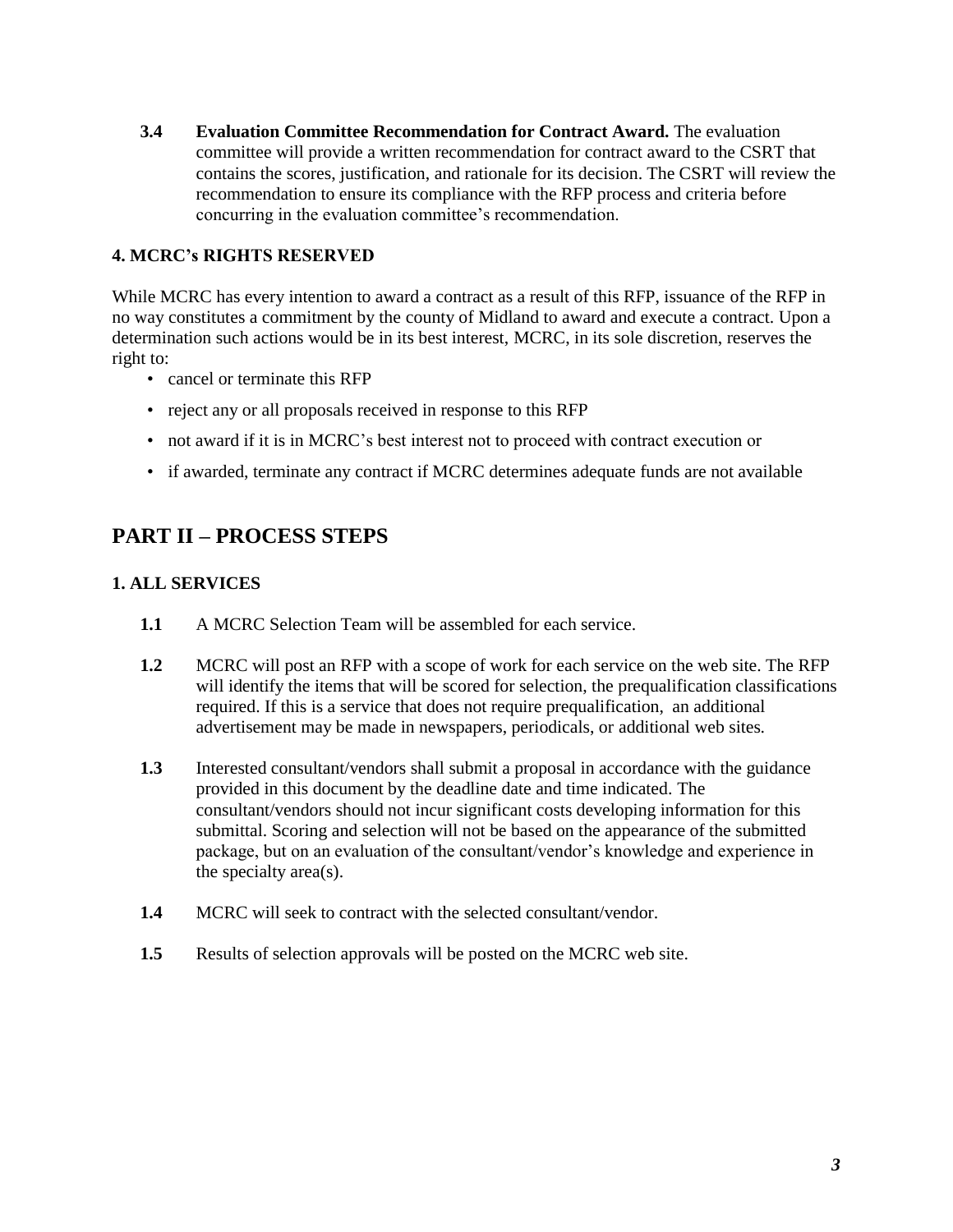**3.4 Evaluation Committee Recommendation for Contract Award.** The evaluation committee will provide a written recommendation for contract award to the CSRT that contains the scores, justification, and rationale for its decision. The CSRT will review the recommendation to ensure its compliance with the RFP process and criteria before concurring in the evaluation committee's recommendation.

### 4. MCRC's RIGHTS RESERVED

While MCRC has every intention to award a contract as a result of this RFP, issuance of the RFP in no way constitutes a commitment by the county of Midland to award and execute a contract. Upon a determination such actions would be in its best interest, MCRC, in its sole discretion, reserves the right to:

- cancel or terminate this RFP
- reject any or all proposals received in response to this RFP
- not award if it is in MCRC's best interest not to proceed with contract execution or
- if awarded, terminate any contract if MCRC determines adequate funds are not available

## PART II – PROCESS STEPS

### 1. ALL SERVICES

**1.1** A MCRC Selection Team will be assembled for each service.

**1.2** MCRC will post an RFP with a scope of work for each service on the web site. The RFP will identify the items that will be scored for selection, the prequalification classifications required. If this is a service that does not require prequalification, an additional advertisement may be made in newspapers, periodicals, or additional web sites.

**1.3** Interested consultant/vendors shall submit a proposal in accordance with the guidance provided in this document by the deadline date and time indicated. The consultant/vendors should not incur significant costs developing information for this submittal. Scoring and selection will not be based on the appearance of the submitted package, but on an evaluation of the consultant/vendor's knowledge and experience in the specialty area(s).

**1.4** MCRC will seek to contract with the selected consultant/vendor.

**1.5** Results of selection approvals will be posted on the MCRC web site.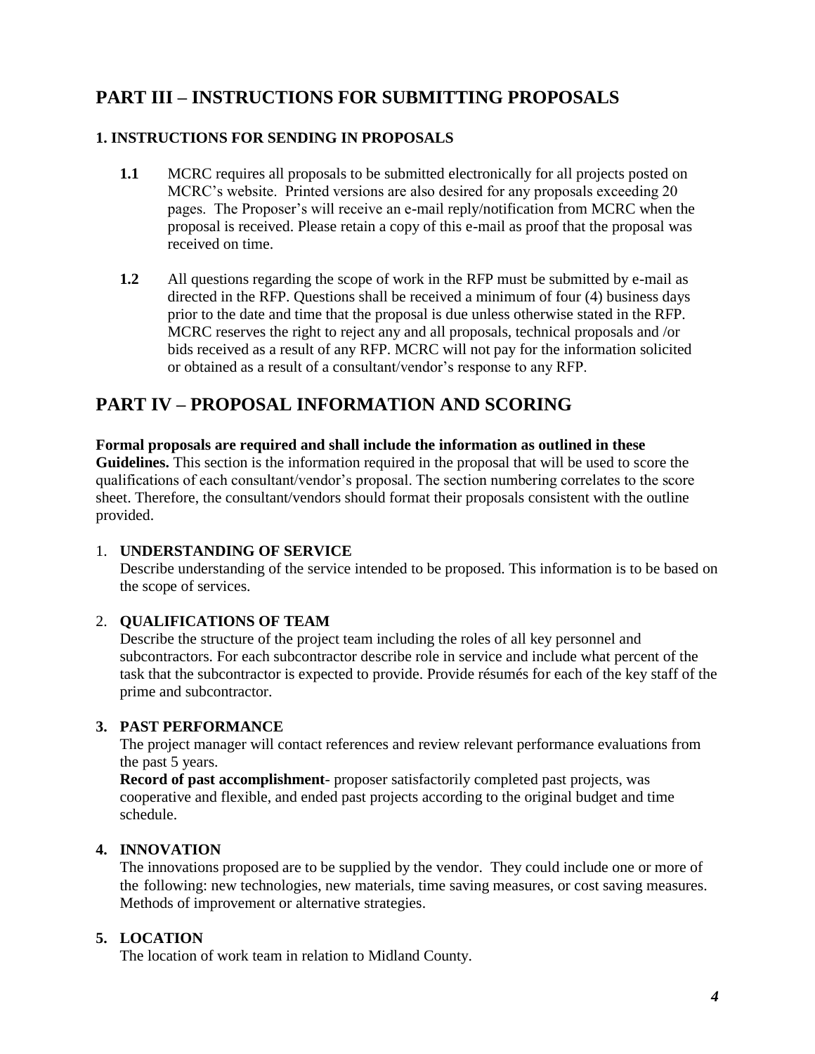## PART III – INSTRUCTIONS FOR SUBMITTING PROPOSALS

### 1. INSTRUCTIONS FOR SENDING IN PROPOSALS

**1.1** MCRC requires all proposals to be submitted electronically for all projects posted on MCRC's website. Printed versions are also desired for any proposals exceeding 20 pages. The Proposer's will receive an e-mail reply/notification from MCRC when the proposal is received. Please retain a copy of this e-mail as proof that the proposal was received on time.

**1.2** All questions regarding the scope of work in the RFP must be submitted by e-mail as directed in the RFP. Questions shall be received a minimum of four (4) business days prior to the date and time that the proposal is due unless otherwise stated in the RFP. MCRC reserves the right to reject any and all proposals, technical proposals and /or bids received as a result of any RFP. MCRC will not pay for the information solicited or obtained as a result of a consultant/vendor's response to any RFP.

## PART IV – PROPOSAL INFORMATION AND SCORING

**Formal proposals are required and shall include the information as outlined in these Guidelines.** This section is the information required in the proposal that will be used to score the qualifications of each consultant/vendor's proposal. The section numbering correlates to the score sheet. Therefore, the consultant/vendors should format their proposals consistent with the outline provided.

1. **UNDERSTANDING OF SERVICE**
   Describe understanding of the service intended to be proposed. This information is to be based on the scope of services.

2. **QUALIFICATIONS OF TEAM**
   Describe the structure of the project team including the roles of all key personnel and subcontractors. For each subcontractor describe role in service and include what percent of the task that the subcontractor is expected to provide. Provide résumés for each of the key staff of the prime and subcontractor.

3. **PAST PERFORMANCE**
   The project manager will contact references and review relevant performance evaluations from the past 5 years.
   **Record of past accomplishment**- proposer satisfactorily completed past projects, was cooperative and flexible, and ended past projects according to the original budget and time schedule.

4. **INNOVATION**
   The innovations proposed are to be supplied by the vendor. They could include one or more of the following: new technologies, new materials, time saving measures, or cost saving measures. Methods of improvement or alternative strategies.

5. **LOCATION**
   The location of work team in relation to Midland County.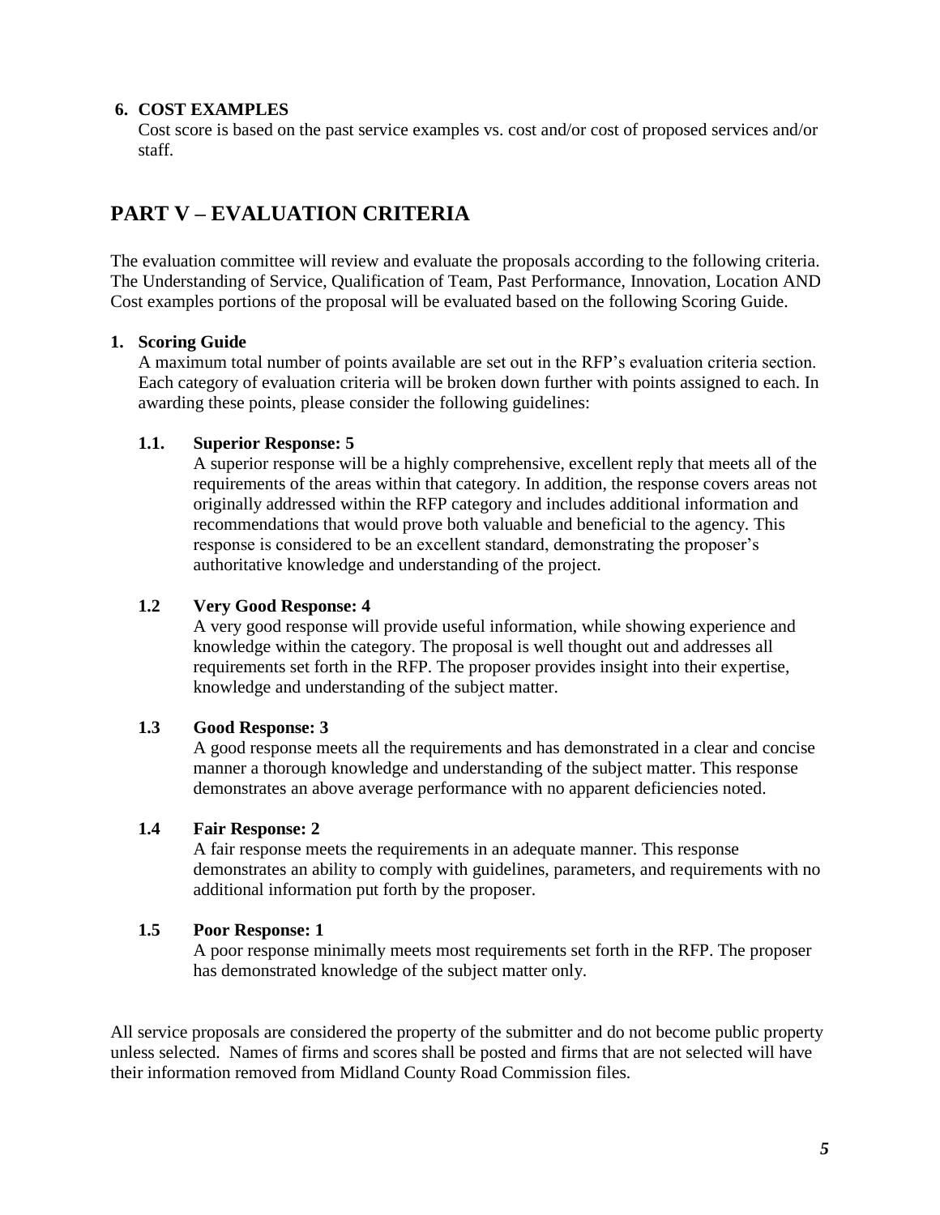**6. COST EXAMPLES**

Cost score is based on the past service examples vs. cost and/or cost of proposed services and/or staff.

# PART V – EVALUATION CRITERIA

The evaluation committee will review and evaluate the proposals according to the following criteria. The Understanding of Service, Qualification of Team, Past Performance, Innovation, Location AND Cost examples portions of the proposal will be evaluated based on the following Scoring Guide.

**1. Scoring Guide**

A maximum total number of points available are set out in the RFP's evaluation criteria section. Each category of evaluation criteria will be broken down further with points assigned to each. In awarding these points, please consider the following guidelines:

**1.1. Superior Response: 5**

A superior response will be a highly comprehensive, excellent reply that meets all of the requirements of the areas within that category. In addition, the response covers areas not originally addressed within the RFP category and includes additional information and recommendations that would prove both valuable and beneficial to the agency. This response is considered to be an excellent standard, demonstrating the proposer's authoritative knowledge and understanding of the project.

**1.2 Very Good Response: 4**

A very good response will provide useful information, while showing experience and knowledge within the category. The proposal is well thought out and addresses all requirements set forth in the RFP. The proposer provides insight into their expertise, knowledge and understanding of the subject matter.

**1.3 Good Response: 3**

A good response meets all the requirements and has demonstrated in a clear and concise manner a thorough knowledge and understanding of the subject matter. This response demonstrates an above average performance with no apparent deficiencies noted.

**1.4 Fair Response: 2**

A fair response meets the requirements in an adequate manner. This response demonstrates an ability to comply with guidelines, parameters, and requirements with no additional information put forth by the proposer.

**1.5 Poor Response: 1**

A poor response minimally meets most requirements set forth in the RFP. The proposer has demonstrated knowledge of the subject matter only.

All service proposals are considered the property of the submitter and do not become public property unless selected. Names of firms and scores shall be posted and firms that are not selected will have their information removed from Midland County Road Commission files.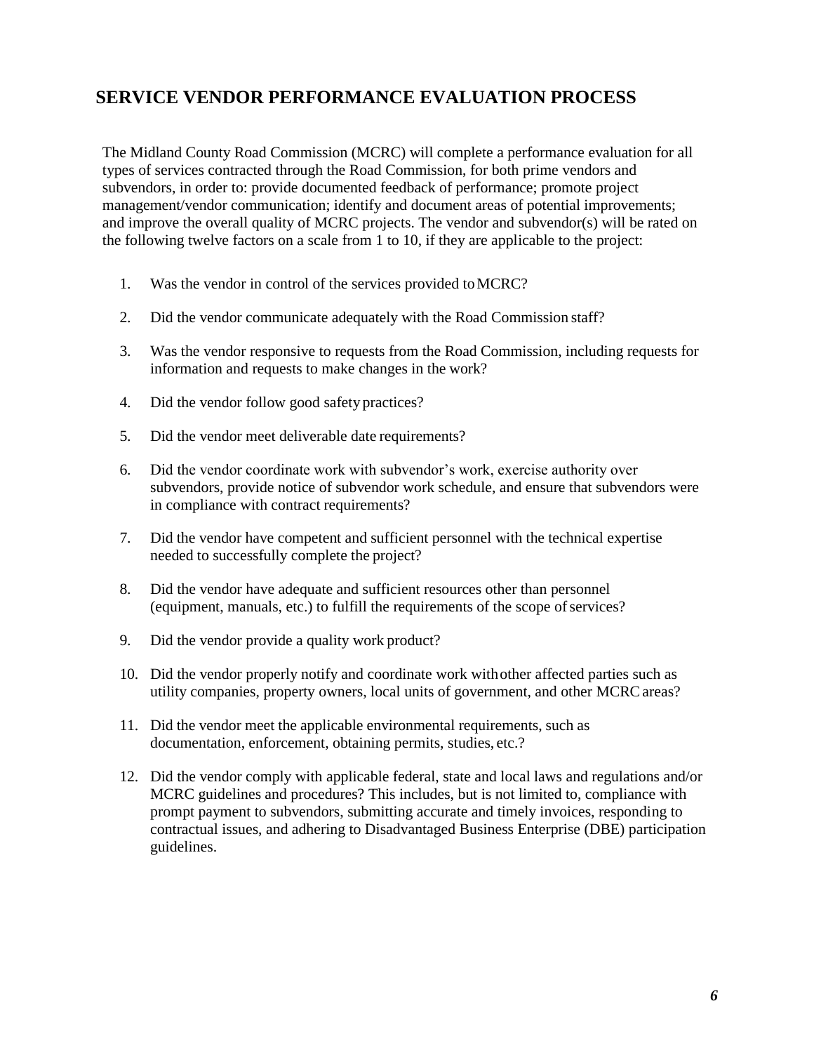## SERVICE VENDOR PERFORMANCE EVALUATION PROCESS

The Midland County Road Commission (MCRC) will complete a performance evaluation for all types of services contracted through the Road Commission, for both prime vendors and subvendors, in order to: provide documented feedback of performance; promote project management/vendor communication; identify and document areas of potential improvements; and improve the overall quality of MCRC projects. The vendor and subvendor(s) will be rated on the following twelve factors on a scale from 1 to 10, if they are applicable to the project:

1. Was the vendor in control of the services provided to MCRC?
2. Did the vendor communicate adequately with the Road Commission staff?
3. Was the vendor responsive to requests from the Road Commission, including requests for information and requests to make changes in the work?
4. Did the vendor follow good safety practices?
5. Did the vendor meet deliverable date requirements?
6. Did the vendor coordinate work with subvendor's work, exercise authority over subvendors, provide notice of subvendor work schedule, and ensure that subvendors were in compliance with contract requirements?
7. Did the vendor have competent and sufficient personnel with the technical expertise needed to successfully complete the project?
8. Did the vendor have adequate and sufficient resources other than personnel (equipment, manuals, etc.) to fulfill the requirements of the scope of services?
9. Did the vendor provide a quality work product?
10. Did the vendor properly notify and coordinate work with other affected parties such as utility companies, property owners, local units of government, and other MCRC areas?
11. Did the vendor meet the applicable environmental requirements, such as documentation, enforcement, obtaining permits, studies, etc.?
12. Did the vendor comply with applicable federal, state and local laws and regulations and/or MCRC guidelines and procedures? This includes, but is not limited to, compliance with prompt payment to subvendors, submitting accurate and timely invoices, responding to contractual issues, and adhering to Disadvantaged Business Enterprise (DBE) participation guidelines.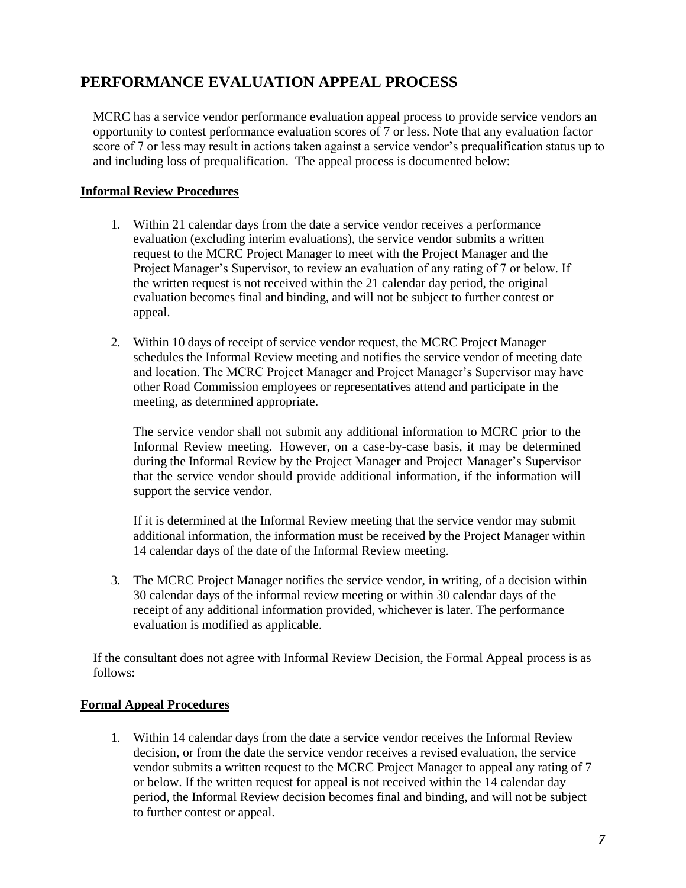# PERFORMANCE EVALUATION APPEAL PROCESS

MCRC has a service vendor performance evaluation appeal process to provide service vendors an opportunity to contest performance evaluation scores of 7 or less. Note that any evaluation factor score of 7 or less may result in actions taken against a service vendor's prequalification status up to and including loss of prequalification. The appeal process is documented below:

**Informal Review Procedures**

1. Within 21 calendar days from the date a service vendor receives a performance evaluation (excluding interim evaluations), the service vendor submits a written request to the MCRC Project Manager to meet with the Project Manager and the Project Manager's Supervisor, to review an evaluation of any rating of 7 or below. If the written request is not received within the 21 calendar day period, the original evaluation becomes final and binding, and will not be subject to further contest or appeal.

2. Within 10 days of receipt of service vendor request, the MCRC Project Manager schedules the Informal Review meeting and notifies the service vendor of meeting date and location. The MCRC Project Manager and Project Manager's Supervisor may have other Road Commission employees or representatives attend and participate in the meeting, as determined appropriate.

   The service vendor shall not submit any additional information to MCRC prior to the Informal Review meeting. However, on a case-by-case basis, it may be determined during the Informal Review by the Project Manager and Project Manager's Supervisor that the service vendor should provide additional information, if the information will support the service vendor.

   If it is determined at the Informal Review meeting that the service vendor may submit additional information, the information must be received by the Project Manager within 14 calendar days of the date of the Informal Review meeting.

3. The MCRC Project Manager notifies the service vendor, in writing, of a decision within 30 calendar days of the informal review meeting or within 30 calendar days of the receipt of any additional information provided, whichever is later. The performance evaluation is modified as applicable.

If the consultant does not agree with Informal Review Decision, the Formal Appeal process is as follows:

**Formal Appeal Procedures**

1. Within 14 calendar days from the date a service vendor receives the Informal Review decision, or from the date the service vendor receives a revised evaluation, the service vendor submits a written request to the MCRC Project Manager to appeal any rating of 7 or below. If the written request for appeal is not received within the 14 calendar day period, the Informal Review decision becomes final and binding, and will not be subject to further contest or appeal.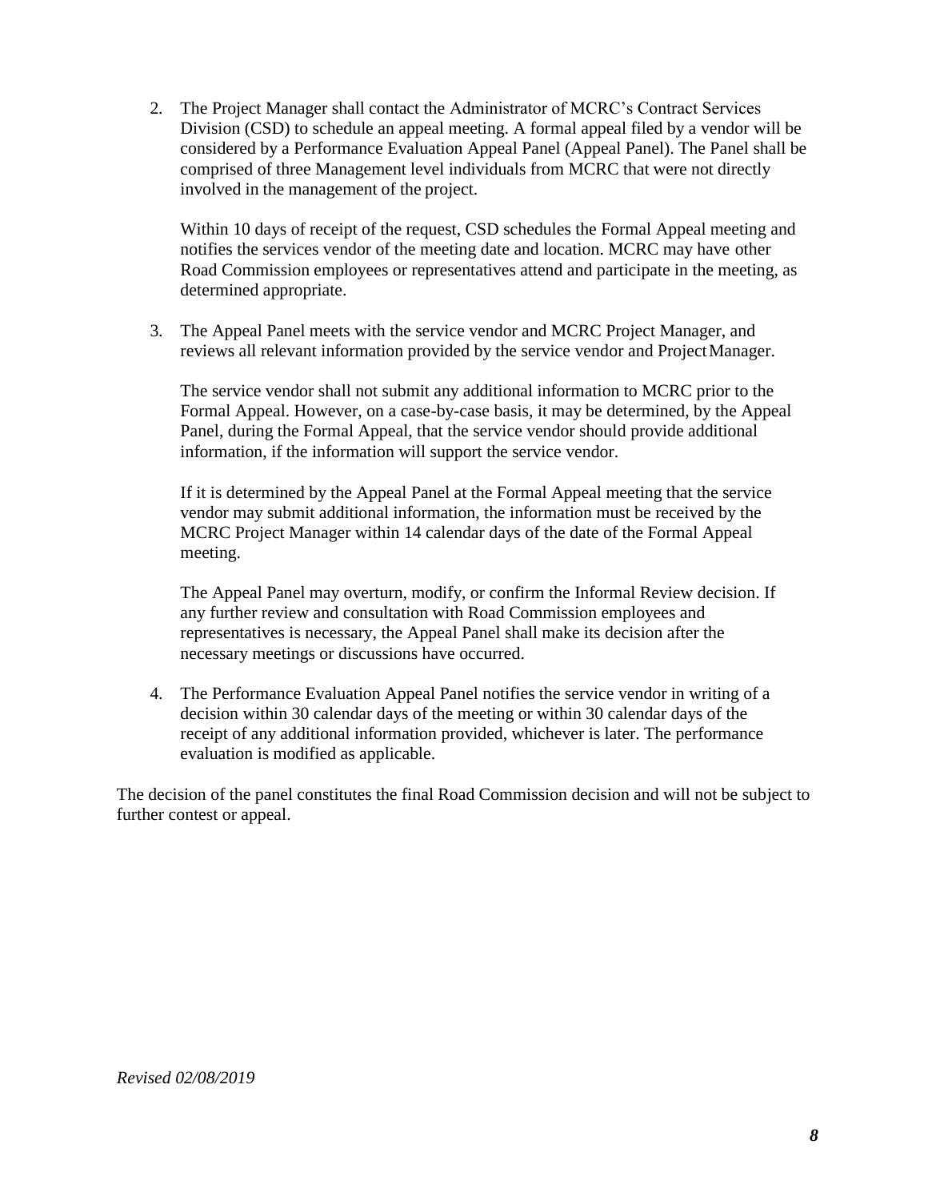2. The Project Manager shall contact the Administrator of MCRC's Contract Services Division (CSD) to schedule an appeal meeting. A formal appeal filed by a vendor will be considered by a Performance Evaluation Appeal Panel (Appeal Panel). The Panel shall be comprised of three Management level individuals from MCRC that were not directly involved in the management of the project.

   Within 10 days of receipt of the request, CSD schedules the Formal Appeal meeting and notifies the services vendor of the meeting date and location. MCRC may have other Road Commission employees or representatives attend and participate in the meeting, as determined appropriate.

3. The Appeal Panel meets with the service vendor and MCRC Project Manager, and reviews all relevant information provided by the service vendor and Project Manager.

   The service vendor shall not submit any additional information to MCRC prior to the Formal Appeal. However, on a case-by-case basis, it may be determined, by the Appeal Panel, during the Formal Appeal, that the service vendor should provide additional information, if the information will support the service vendor.

   If it is determined by the Appeal Panel at the Formal Appeal meeting that the service vendor may submit additional information, the information must be received by the MCRC Project Manager within 14 calendar days of the date of the Formal Appeal meeting.

   The Appeal Panel may overturn, modify, or confirm the Informal Review decision. If any further review and consultation with Road Commission employees and representatives is necessary, the Appeal Panel shall make its decision after the necessary meetings or discussions have occurred.

4. The Performance Evaluation Appeal Panel notifies the service vendor in writing of a decision within 30 calendar days of the meeting or within 30 calendar days of the receipt of any additional information provided, whichever is later. The performance evaluation is modified as applicable.

The decision of the panel constitutes the final Road Commission decision and will not be subject to further contest or appeal.

*Revised 02/08/2019*